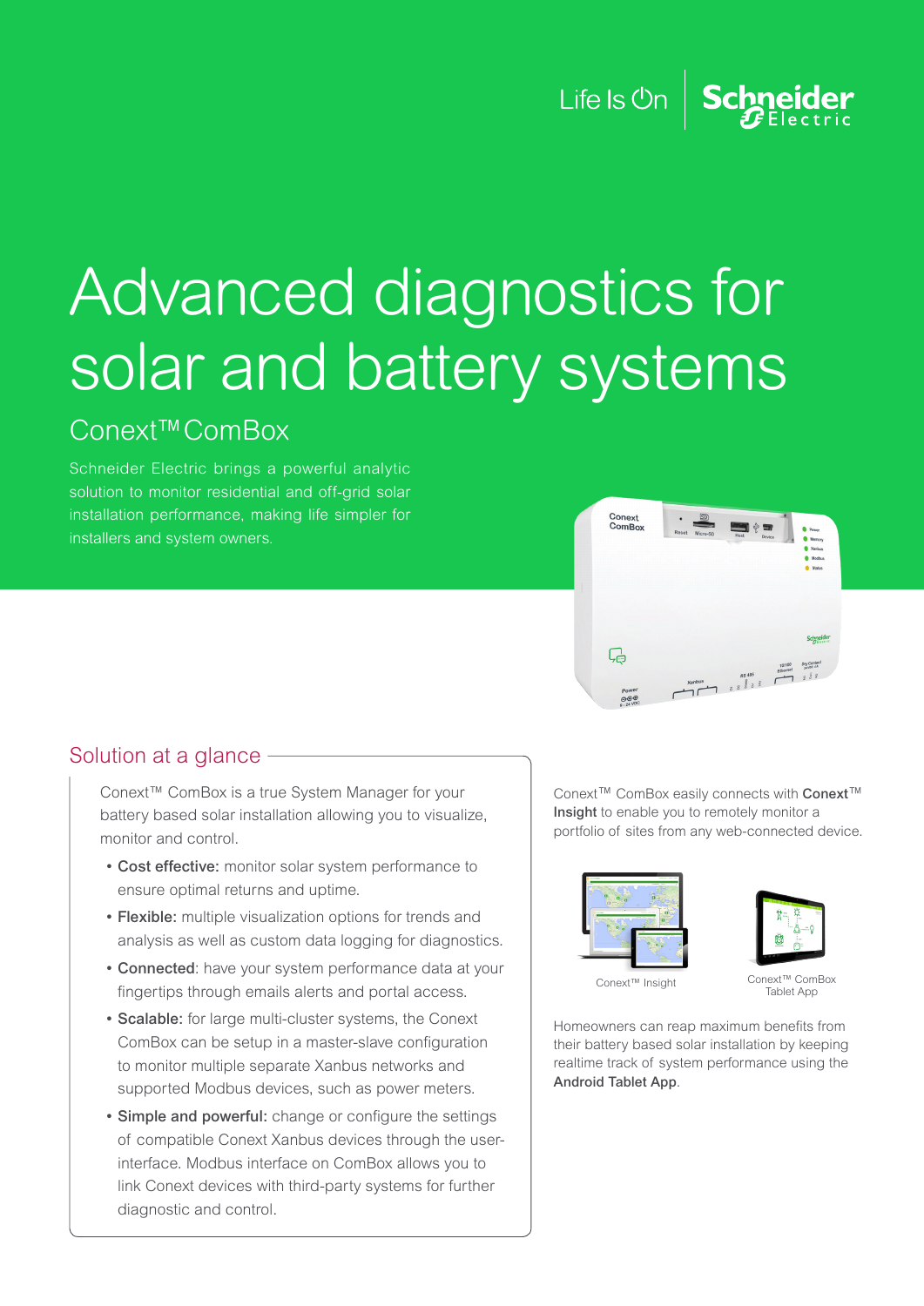Life Is On | Schneider Electric

# Advanced diagnostics for solar and battery systems

## Conext™ ComBox

Schneider Electric brings a powerful analytic solution to monitor residential and off-grid solar installation performance, making life simpler for installers and system owners.

## Solution at a glance

Conext™ ComBox is a true System Manager for your battery based solar installation allowing you to visualize, monitor and control.

- **Cost effective:** monitor solar system performance to ensure optimal returns and uptime.
- **Flexible:** multiple visualization options for trends and analysis as well as custom data logging for diagnostics.
- **Connected**: have your system performance data at your fingertips through emails alerts and portal access.
- **Scalable:** for large multi-cluster systems, the Conext ComBox can be setup in a master-slave configuration to monitor multiple separate Xanbus networks and supported Modbus devices, such as power meters.
- **Simple and powerful:** change or configure the settings of compatible Conext Xanbus devices through the user-interface. Modbus interface on ComBox allows you to link Conext devices with third-party systems for further diagnostic and control.

Conext™ ComBox easily connects with **Conext™ Insight** to enable you to remotely monitor a portfolio of sites from any web-connected device.

Conext™ Insight

Conext™ ComBox Tablet App

Homeowners can reap maximum benefits from their battery based solar installation by keeping realtime track of system performance using the **Android Tablet App**.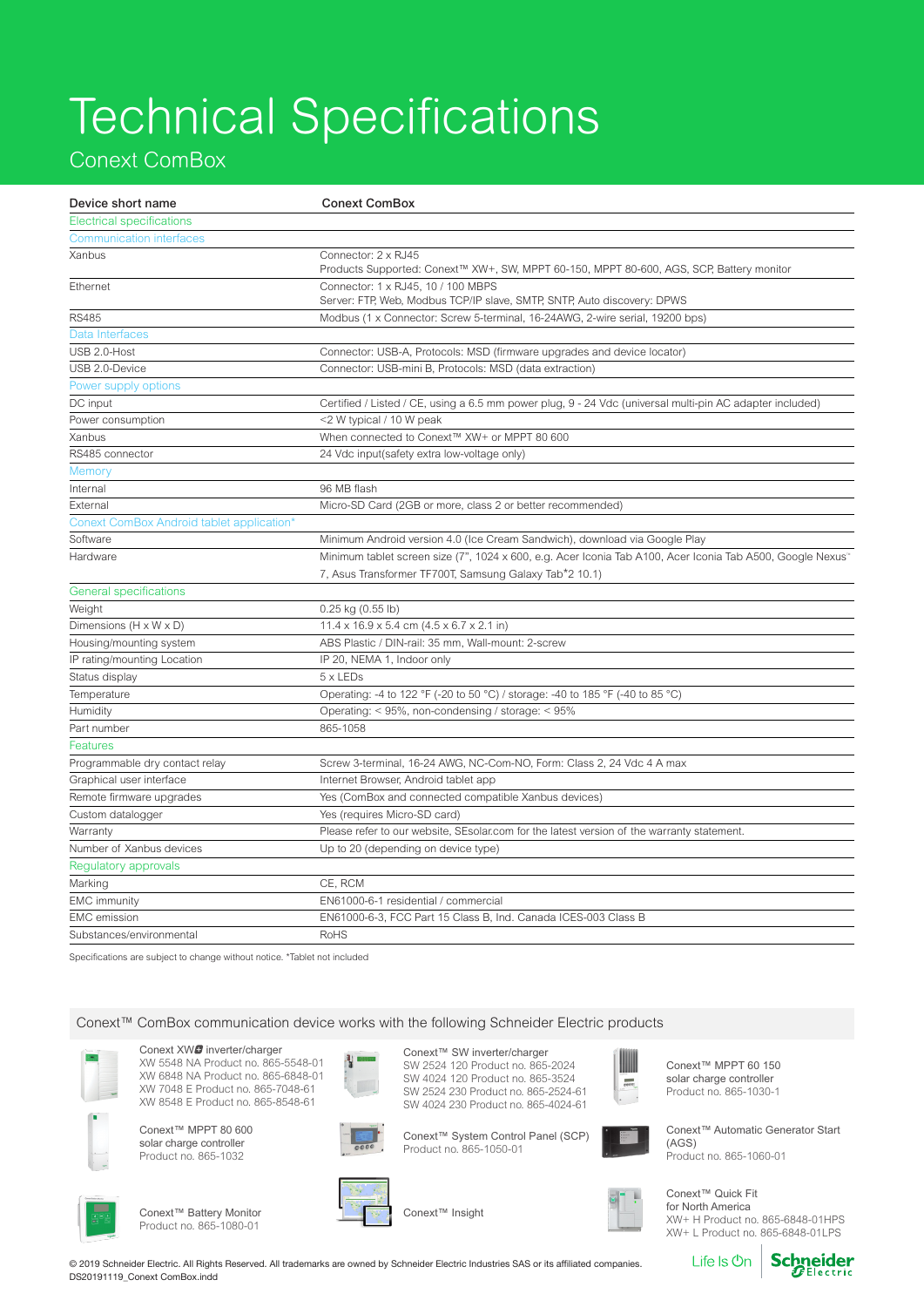# Technical Specifications

## Conext ComBox

| Device short name | Conext ComBox |
|---|---|
| **Electrical specifications** | |
| **Communication interfaces** | |
| Xanbus | Connector: 2 x RJ45<br>Products Supported: Conext™ XW+, SW, MPPT 60-150, MPPT 80-600, AGS, SCP, Battery monitor |
| Ethernet | Connector: 1 x RJ45, 10 / 100 MBPS<br>Server: FTP, Web, Modbus TCP/IP slave, SMTP, SNTP, Auto discovery: DPWS |
| RS485 | Modbus (1 x Connector: Screw 5-terminal, 16-24AWG, 2-wire serial, 19200 bps) |
| **Data Interfaces** | |
| USB 2.0-Host | Connector: USB-A, Protocols: MSD (firmware upgrades and device locator) |
| USB 2.0-Device | Connector: USB-mini B, Protocols: MSD (data extraction) |
| **Power supply options** | |
| DC input | Certified / Listed / CE, using a 6.5 mm power plug, 9 - 24 Vdc (universal multi-pin AC adapter included) |
| Power consumption | <2 W typical / 10 W peak |
| Xanbus | When connected to Conext™ XW+ or MPPT 80 600 |
| RS485 connector | 24 Vdc input(safety extra low-voltage only) |
| **Memory** | |
| Internal | 96 MB flash |
| External | Micro-SD Card (2GB or more, class 2 or better recommended) |
| **Conext ComBox Android tablet application*** | |
| Software | Minimum Android version 4.0 (Ice Cream Sandwich), download via Google Play |
| Hardware | Minimum tablet screen size (7", 1024 x 600, e.g. Acer Iconia Tab A100, Acer Iconia Tab A500, Google Nexus 7, Asus Transformer TF700T, Samsung Galaxy Tab*2 10.1) |
| **General specifications** | |
| Weight | 0.25 kg (0.55 lb) |
| Dimensions (H x W x D) | 11.4 x 16.9 x 5.4 cm (4.5 x 6.7 x 2.1 in) |
| Housing/mounting system | ABS Plastic / DIN-rail: 35 mm, Wall-mount: 2-screw |
| IP rating/mounting Location | IP 20, NEMA 1, Indoor only |
| Status display | 5 x LEDs |
| Temperature | Operating: -4 to 122 °F (-20 to 50 °C) / storage: -40 to 185 °F (-40 to 85 °C) |
| Humidity | Operating: < 95%, non-condensing / storage: < 95% |
| Part number | 865-1058 |
| **Features** | |
| Programmable dry contact relay | Screw 3-terminal, 16-24 AWG, NC-Com-NO, Form: Class 2, 24 Vdc 4 A max |
| Graphical user interface | Internet Browser, Android tablet app |
| Remote firmware upgrades | Yes (ComBox and connected compatible Xanbus devices) |
| Custom datalogger | Yes (requires Micro-SD card) |
| Warranty | Please refer to our website, SEsolar.com for the latest version of the warranty statement. |
| Number of Xanbus devices | Up to 20 (depending on device type) |
| **Regulatory approvals** | |
| Marking | CE, RCM |
| EMC immunity | EN61000-6-1 residential / commercial |
| EMC emission | EN61000-6-3, FCC Part 15 Class B, Ind. Canada ICES-003 Class B |
| Substances/environmental | RoHS |

Specifications are subject to change without notice. *Tablet not included

### Conext™ ComBox communication device works with the following Schneider Electric products

Conext XW+ inverter/charger
XW 5548 NA Product no. 865-5548-01
XW 6848 NA Product no. 865-6848-01
XW 7048 E Product no. 865-7048-61
XW 8548 E Product no. 865-8548-61

Conext™ SW inverter/charger
SW 2524 120 Product no. 865-2024
SW 4024 120 Product no. 865-3524
SW 2524 230 Product no. 865-2524-61
SW 4024 230 Product no. 865-4024-61

Conext™ MPPT 60 150
solar charge controller
Product no. 865-1030-1

Conext™ MPPT 80 600
solar charge controller
Product no. 865-1032

Conext™ System Control Panel (SCP)
Product no. 865-1050-01

Conext™ Automatic Generator Start (AGS)
Product no. 865-1060-01

Conext™ Battery Monitor
Product no. 865-1080-01

Conext™ Insight

Conext™ Quick Fit
for North America
XW+ H Product no. 865-6848-01HPS
XW+ L Product no. 865-6848-01LPS

© 2019 Schneider Electric. All Rights Reserved. All trademarks are owned by Schneider Electric Industries SAS or its affiliated companies.
DS20191119_Conext ComBox.indd

Life Is On | Schneider Electric